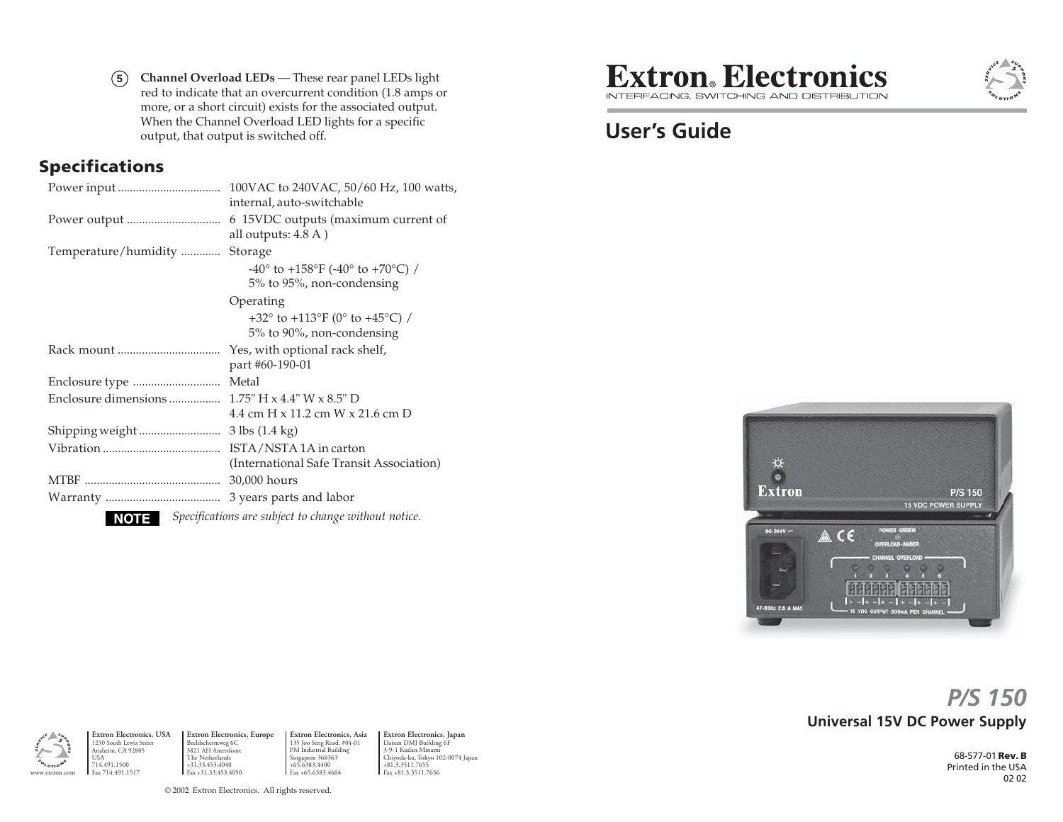5. **Channel Overload LEDs** — These rear panel LEDs light red to indicate that an overcurrent condition (1.8 amps or more, or a short circuit) exists for the associated output. When the Channel Overload LED lights for a specific output, that output is switched off.

## Specifications

| | |
|---|---|
| Power input | 100VAC to 240VAC, 50/60 Hz, 100 watts, internal, auto-switchable |
| Power output | 6 15VDC outputs (maximum current of all outputs: 4.8 A ) |
| Temperature/humidity | Storage: -40° to +158°F (-40° to +70°C) / 5% to 95%, non-condensing<br>Operating: +32° to +113°F (0° to +45°C) / 5% to 90%, non-condensing |
| Rack mount | Yes, with optional rack shelf, part #60-190-01 |
| Enclosure type | Metal |
| Enclosure dimensions | 1.75" H x 4.4" W x 8.5" D<br>4.4 cm H x 11.2 cm W x 21.6 cm D |
| Shipping weight | 3 lbs (1.4 kg) |
| Vibration | ISTA/NSTA 1A in carton (International Safe Transit Association) |
| MTBF | 30,000 hours |
| Warranty | 3 years parts and labor |

**NOTE** *Specifications are subject to change without notice.*

**Extron Electronics, USA**
1230 South Lewis Street
Anaheim, CA 92805
USA
714.491.1500
Fax 714.491.1517

**Extron Electronics, Europe**
Beeldschermweg 6C
3821 AH Amersfoort
The Netherlands
+31.33.453.4040
Fax +31.33.453.4050

**Extron Electronics, Asia**
135 Joo Seng Road, #04-01
PM Industrial Building
Singapore 368363
+65.6383.4400
Fax +65.6383.4664

**Extron Electronics, Japan**
Daisan DMJ Building 6F
3-9-1 Kudan Minami
Chiyoda-ku, Tokyo 102-0074 Japan
+81.3.3511.7655
Fax +81.3.3511.7656

www.extron.com

© 2002 Extron Electronics. All rights reserved.

# Extron® Electronics

INTERFACING, SWITCHING AND DISTRIBUTION

## User's Guide

# *P/S 150*

### Universal 15V DC Power Supply

68-577-01 **Rev. B**
Printed in the USA
02 02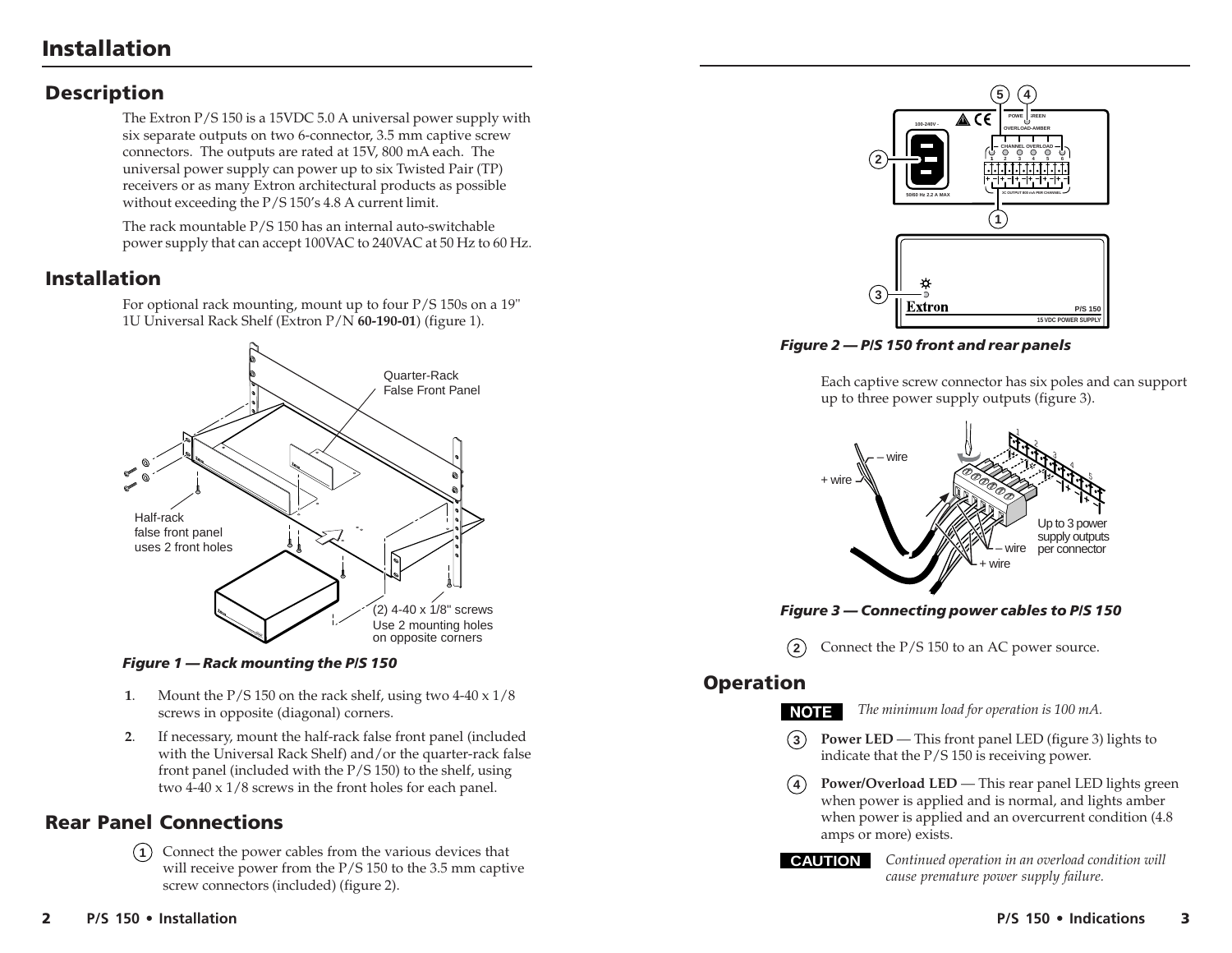# Installation

## Description

The Extron P/S 150 is a 15VDC 5.0 A universal power supply with six separate outputs on two 6-connector, 3.5 mm captive screw connectors. The outputs are rated at 15V, 800 mA each. The universal power supply can power up to six Twisted Pair (TP) receivers or as many Extron architectural products as possible without exceeding the P/S 150's 4.8 A current limit.

The rack mountable P/S 150 has an internal auto-switchable power supply that can accept 100VAC to 240VAC at 50 Hz to 60 Hz.

## Installation

For optional rack mounting, mount up to four P/S 150s on a 19" 1U Universal Rack Shelf (Extron P/N **60-190-01**) (figure 1).

Quarter-Rack
False Front Panel

Half-rack
false front panel
uses 2 front holes

(2) 4-40 x 1/8" screws
Use 2 mounting holes
on opposite corners

***Figure 1 — Rack mounting the P/S 150***

1. Mount the P/S 150 on the rack shelf, using two 4-40 x 1/8 screws in opposite (diagonal) corners.
2. If necessary, mount the half-rack false front panel (included with the Universal Rack Shelf) and/or the quarter-rack false front panel (included with the P/S 150) to the shelf, using two 4-40 x 1/8 screws in the front holes for each panel.

## Rear Panel Connections

① Connect the power cables from the various devices that will receive power from the P/S 150 to the 3.5 mm captive screw connectors (included) (figure 2).

5
4
2
1
3

100-240V ~
50/60 Hz 2.2 A MAX
POWER-GREEN
OVERLOAD-AMBER
CHANNEL OVERLOAD
1 2 3 4 5 6
DC OUTPUT 800 mA PER CHANNEL
Extron
P/S 150
15 VDC POWER SUPPLY

***Figure 2 — P/S 150 front and rear panels***

Each captive screw connector has six poles and can support up to three power supply outputs (figure 3).

– wire
+ wire
– wire
+ wire
Up to 3 power
supply outputs
per connector

***Figure 3 — Connecting power cables to P/S 150***

② Connect the P/S 150 to an AC power source.

## Operation

**NOTE** *The minimum load for operation is 100 mA.*

③ **Power LED** — This front panel LED (figure 3) lights to indicate that the P/S 150 is receiving power.

④ **Power/Overload LED** — This rear panel LED lights green when power is applied and is normal, and lights amber when power is applied and an overcurrent condition (4.8 amps or more) exists.

**CAUTION** *Continued operation in an overload condition will cause premature power supply failure.*